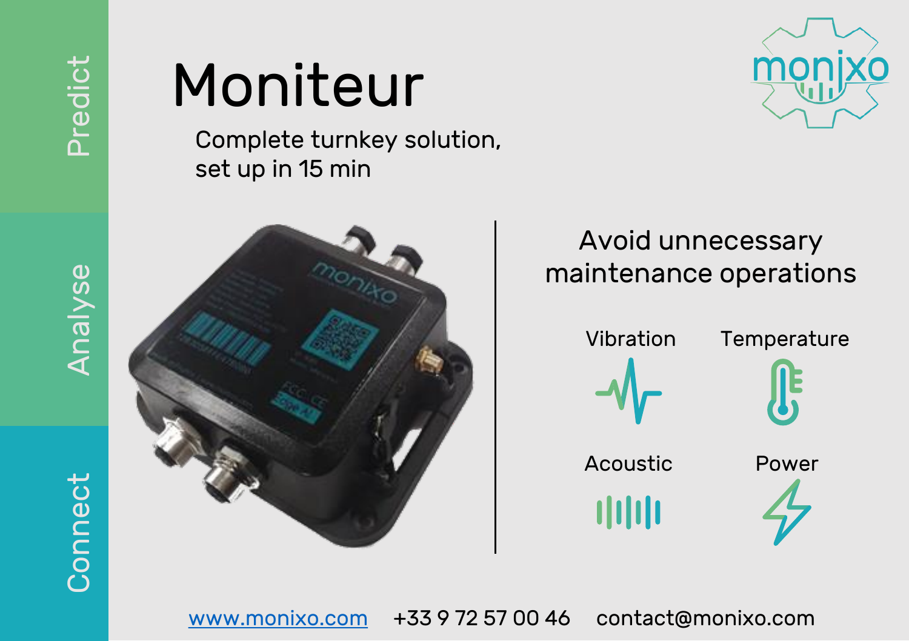Predict

Analyse

Connect

# Moniteur

Complete turnkey solution,
set up in 15 min

## Avoid unnecessary maintenance operations

- Vibration
- Temperature
- Acoustic
- Power

[www.monixo.com](http://www.monixo.com) +33 9 72 57 00 46 contact@monixo.com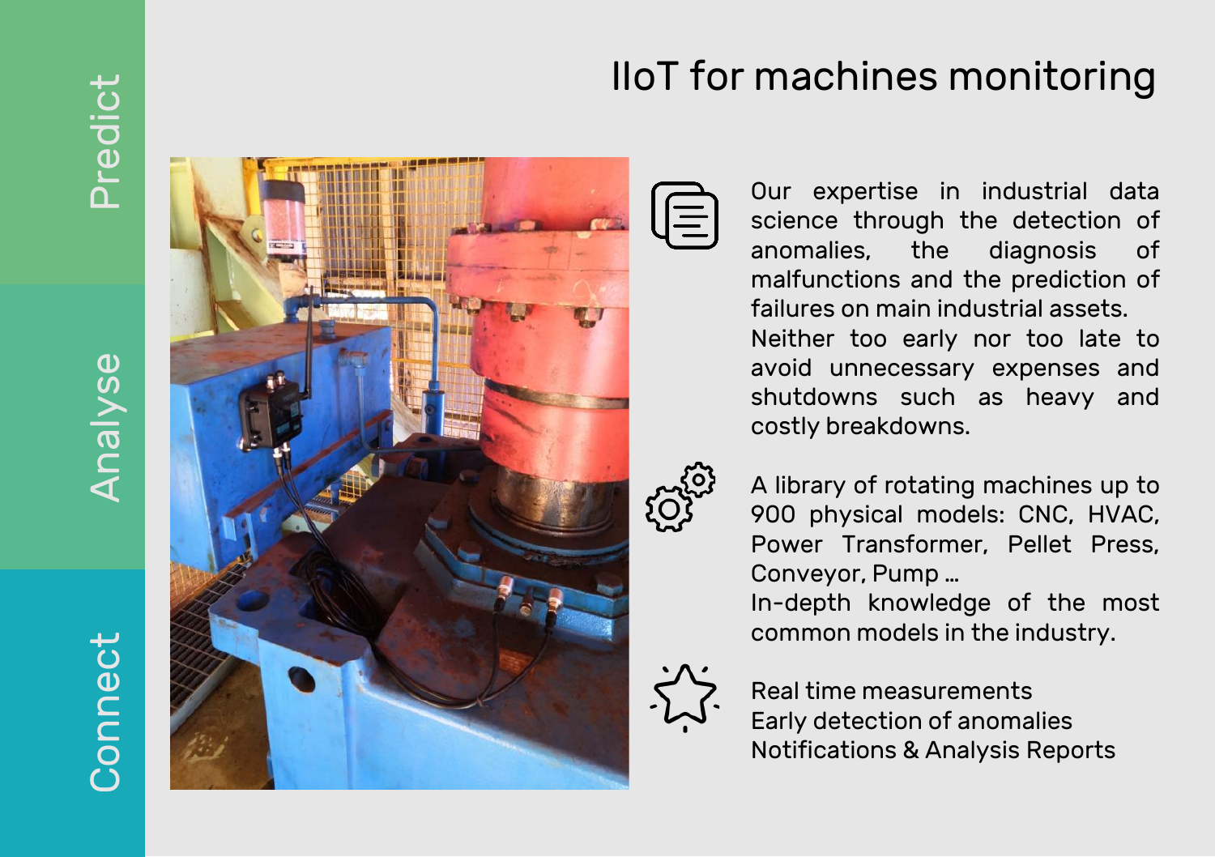Predict

Analyse

Connect

# IIoT for machines monitoring

Our expertise in industrial data science through the detection of anomalies, the diagnosis of malfunctions and the prediction of failures on main industrial assets.
Neither too early nor too late to avoid unnecessary expenses and shutdowns such as heavy and costly breakdowns.

A library of rotating machines up to 900 physical models: CNC, HVAC, Power Transformer, Pellet Press, Conveyor, Pump …
In-depth knowledge of the most common models in the industry.

Real time measurements
Early detection of anomalies
Notifications & Analysis Reports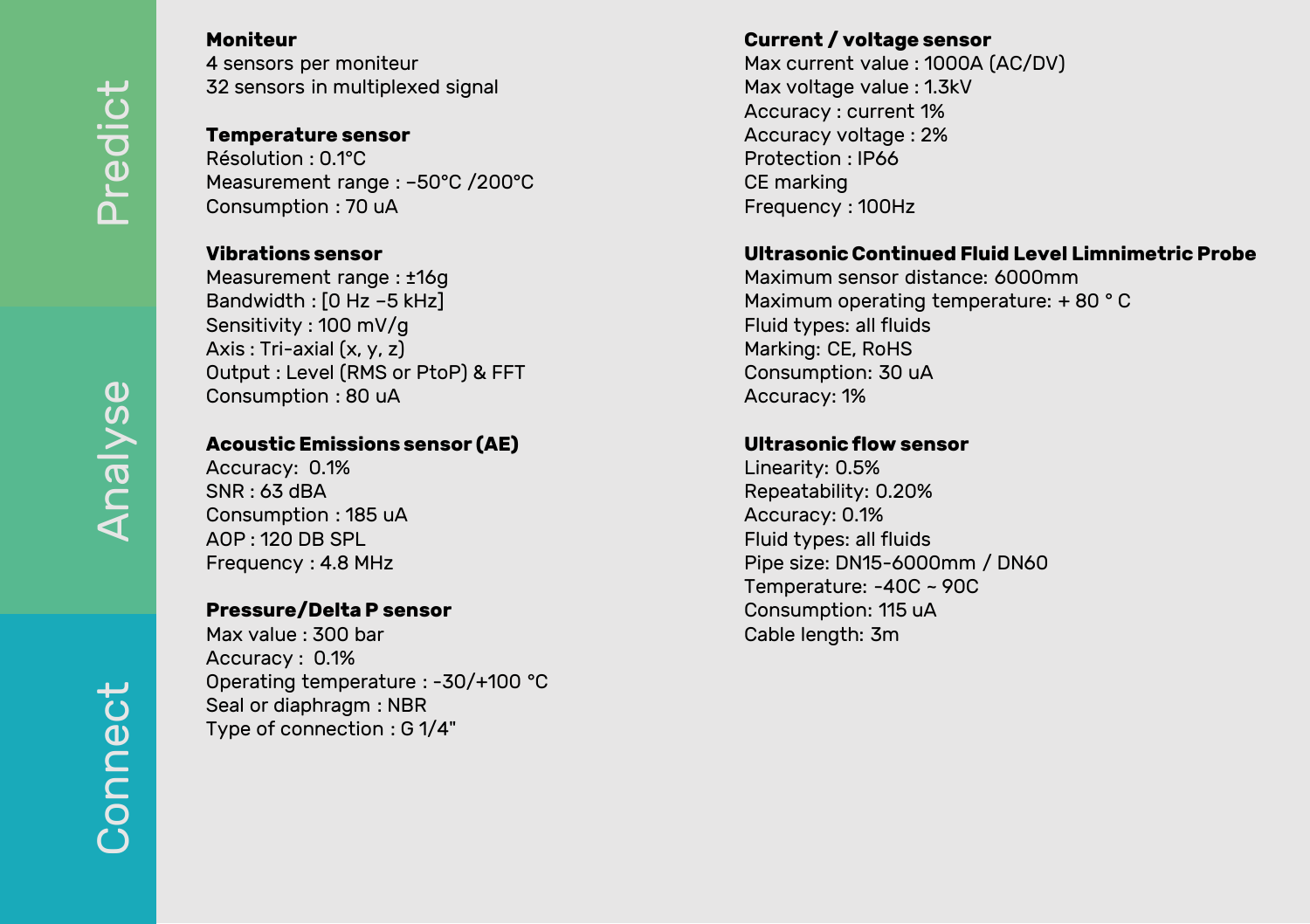Predict

Analyse

Connect

**Moniteur**
4 sensors per moniteur
32 sensors in multiplexed signal

**Temperature sensor**
Résolution : 0.1°C
Measurement range : –50°C /200°C
Consumption : 70 uA

**Vibrations sensor**
Measurement range : ±16g
Bandwidth : [0 Hz –5 kHz]
Sensitivity : 100 mV/g
Axis : Tri-axial (x, y, z)
Output : Level (RMS or PtoP) & FFT
Consumption : 80 uA

**Acoustic Emissions sensor (AE)**
Accuracy: 0.1%
SNR : 63 dBA
Consumption : 185 uA
AOP : 120 DB SPL
Frequency : 4.8 MHz

**Pressure/Delta P sensor**
Max value : 300 bar
Accuracy : 0.1%
Operating temperature : -30/+100 °C
Seal or diaphragm : NBR
Type of connection : G 1/4"

**Current / voltage sensor**
Max current value : 1000A (AC/DV)
Max voltage value : 1.3kV
Accuracy : current 1%
Accuracy voltage : 2%
Protection : IP66
CE marking
Frequency : 100Hz

**Ultrasonic Continued Fluid Level Limnimetric Probe**
Maximum sensor distance: 6000mm
Maximum operating temperature: + 80 ° C
Fluid types: all fluids
Marking: CE, RoHS
Consumption: 30 uA
Accuracy: 1%

**Ultrasonic flow sensor**
Linearity: 0.5%
Repeatability: 0.20%
Accuracy: 0.1%
Fluid types: all fluids
Pipe size: DN15-6000mm / DN60
Temperature: -40C ~ 90C
Consumption: 115 uA
Cable length: 3m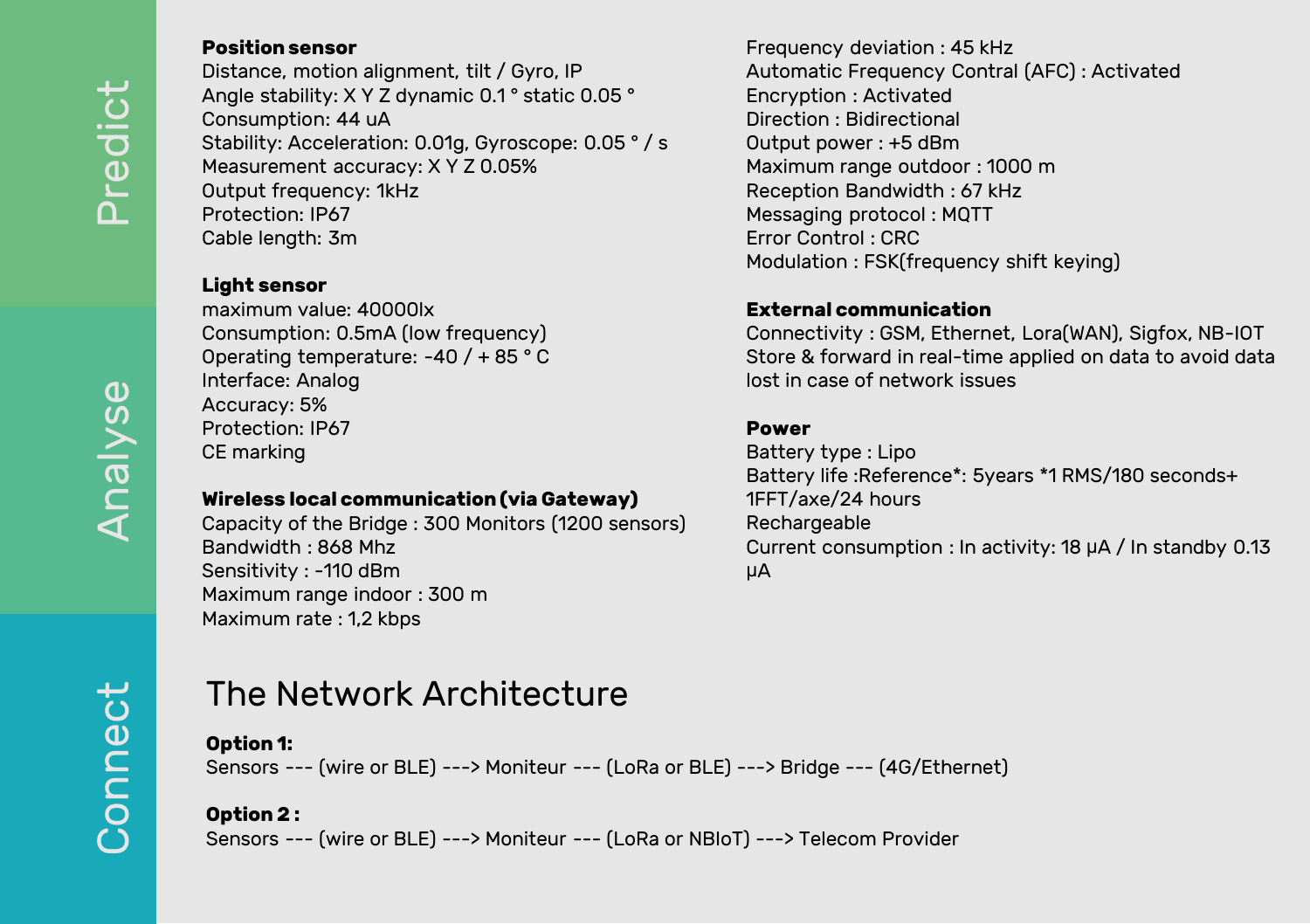Predict

Analyse

Connect

**Position sensor**
Distance, motion alignment, tilt / Gyro, IP
Angle stability: X Y Z dynamic 0.1 ° static 0.05 °
Consumption: 44 uA
Stability: Acceleration: 0.01g, Gyroscope: 0.05 ° / s
Measurement accuracy: X Y Z 0.05%
Output frequency: 1kHz
Protection: IP67
Cable length: 3m

**Light sensor**
maximum value: 40000lx
Consumption: 0.5mA (low frequency)
Operating temperature: -40 / + 85 ° C
Interface: Analog
Accuracy: 5%
Protection: IP67
CE marking

**Wireless local communication (via Gateway)**
Capacity of the Bridge : 300 Monitors (1200 sensors)
Bandwidth : 868 Mhz
Sensitivity : -110 dBm
Maximum range indoor : 300 m
Maximum rate : 1,2 kbps
Frequency deviation : 45 kHz
Automatic Frequency Contral (AFC) : Activated
Encryption : Activated
Direction : Bidirectional
Output power : +5 dBm
Maximum range outdoor : 1000 m
Reception Bandwidth : 67 kHz
Messaging protocol : MQTT
Error Control : CRC
Modulation : FSK(frequency shift keying)

**External communication**
Connectivity : GSM, Ethernet, Lora(WAN), Sigfox, NB-IOT
Store & forward in real-time applied on data to avoid data lost in case of network issues

**Power**
Battery type : Lipo
Battery life :Reference*: 5years *1 RMS/180 seconds+ 1FFT/axe/24 hours
Rechargeable
Current consumption : In activity: 18 µA / In standby 0.13 µA

# The Network Architecture

**Option 1:**
Sensors --- (wire or BLE) ---> Moniteur --- (LoRa or BLE) ---> Bridge --- (4G/Ethernet)

**Option 2 :**
Sensors --- (wire or BLE) ---> Moniteur --- (LoRa or NBIoT) ---> Telecom Provider